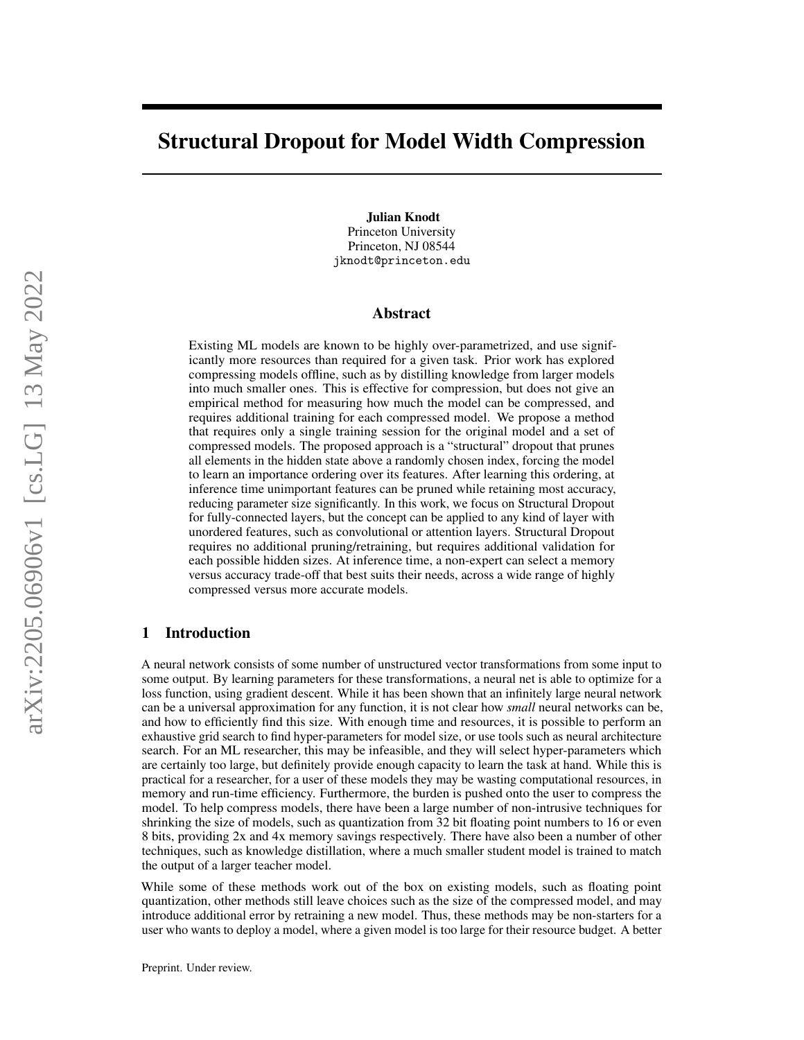# Structural Dropout for Model Width Compression

**Julian Knodt**
Princeton University
Princeton, NJ 08544
jknodt@princeton.edu

## Abstract

Existing ML models are known to be highly over-parametrized, and use significantly more resources than required for a given task. Prior work has explored compressing models offline, such as by distilling knowledge from larger models into much smaller ones. This is effective for compression, but does not give an empirical method for measuring how much the model can be compressed, and requires additional training for each compressed model. We propose a method that requires only a single training session for the original model and a set of compressed models. The proposed approach is a "structural" dropout that prunes all elements in the hidden state above a randomly chosen index, forcing the model to learn an importance ordering over its features. After learning this ordering, at inference time unimportant features can be pruned while retaining most accuracy, reducing parameter size significantly. In this work, we focus on Structural Dropout for fully-connected layers, but the concept can be applied to any kind of layer with unordered features, such as convolutional or attention layers. Structural Dropout requires no additional pruning/retraining, but requires additional validation for each possible hidden sizes. At inference time, a non-expert can select a memory versus accuracy trade-off that best suits their needs, across a wide range of highly compressed versus more accurate models.

## 1 Introduction

A neural network consists of some number of unstructured vector transformations from some input to some output. By learning parameters for these transformations, a neural net is able to optimize for a loss function, using gradient descent. While it has been shown that an infinitely large neural network can be a universal approximation for any function, it is not clear how *small* neural networks can be, and how to efficiently find this size. With enough time and resources, it is possible to perform an exhaustive grid search to find hyper-parameters for model size, or use tools such as neural architecture search. For an ML researcher, this may be infeasible, and they will select hyper-parameters which are certainly too large, but definitely provide enough capacity to learn the task at hand. While this is practical for a researcher, for a user of these models they may be wasting computational resources, in memory and run-time efficiency. Furthermore, the burden is pushed onto the user to compress the model. To help compress models, there have been a large number of non-intrusive techniques for shrinking the size of models, such as quantization from 32 bit floating point numbers to 16 or even 8 bits, providing 2x and 4x memory savings respectively. There have also been a number of other techniques, such as knowledge distillation, where a much smaller student model is trained to match the output of a larger teacher model.

While some of these methods work out of the box on existing models, such as floating point quantization, other methods still leave choices such as the size of the compressed model, and may introduce additional error by retraining a new model. Thus, these methods may be non-starters for a user who wants to deploy a model, where a given model is too large for their resource budget. A better

Preprint. Under review.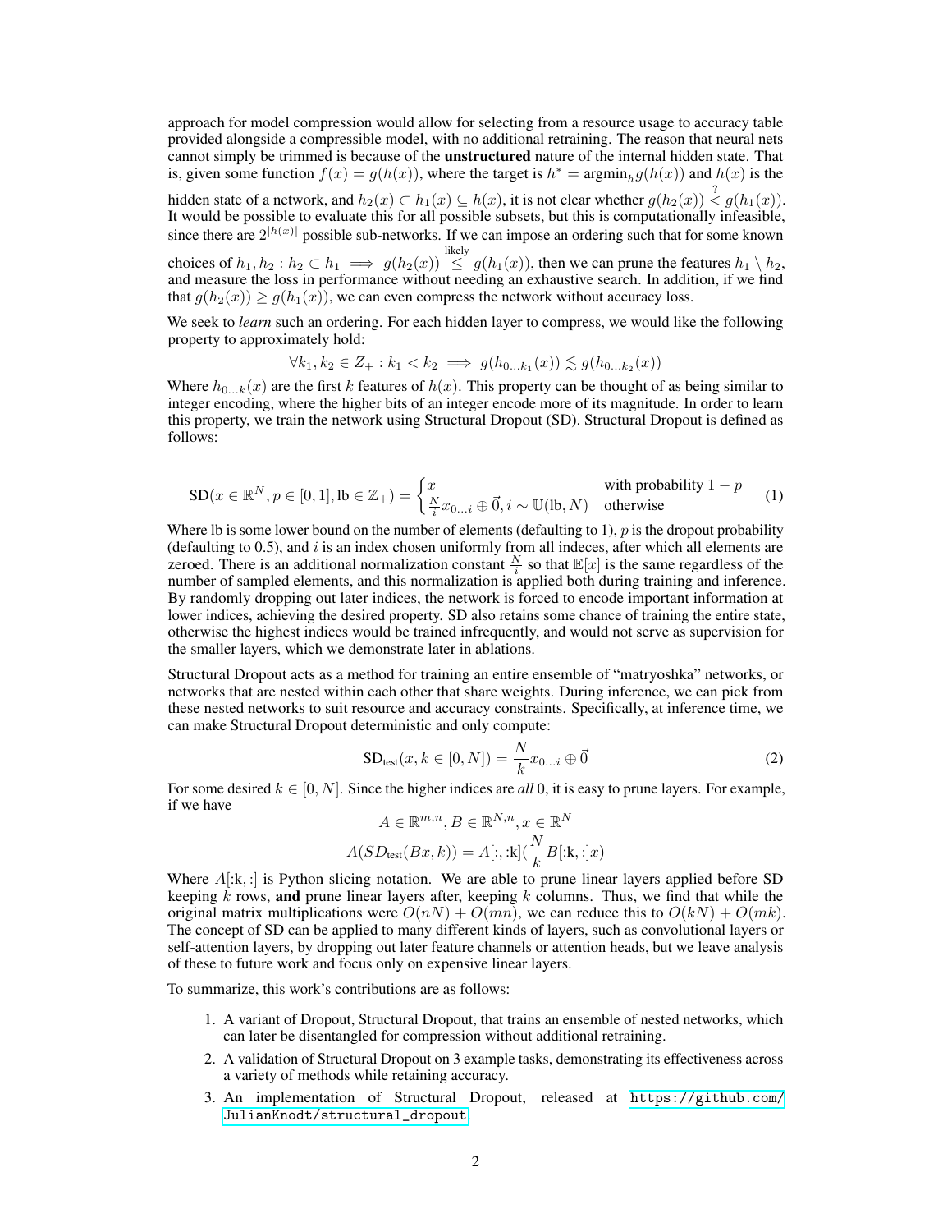approach for model compression would allow for selecting from a resource usage to accuracy table provided alongside a compressible model, with no additional retraining. The reason that neural nets cannot simply be trimmed is because of the **unstructured** nature of the internal hidden state. That is, given some function $f(x) = g(h(x))$, where the target is $h^* = \text{argmin}_h g(h(x))$ and $h(x)$ is the hidden state of a network, and $h_2(x) \subset h_1(x) \subseteq h(x)$, it is not clear whether $g(h_2(x)) \overset{?}{<} g(h_1(x))$. It would be possible to evaluate this for all possible subsets, but this is computationally infeasible, since there are $2^{|h(x)|}$ possible sub-networks. If we can impose an ordering such that for some known choices of $h_1, h_2 : h_2 \subset h_1 \implies g(h_2(x)) \overset{\text{likely}}{\leq} g(h_1(x))$, then we can prune the features $h_1 \setminus h_2$, and measure the loss in performance without needing an exhaustive search. In addition, if we find that $g(h_2(x)) \geq g(h_1(x))$, we can even compress the network without accuracy loss.

We seek to *learn* such an ordering. For each hidden layer to compress, we would like the following property to approximately hold:

$$\forall k_1, k_2 \in Z_+ : k_1 < k_2 \implies g(h_{0\ldots k_1}(x)) \lesssim g(h_{0\ldots k_2}(x))$$

Where $h_{0\ldots k}(x)$ are the first $k$ features of $h(x)$. This property can be thought of as being similar to integer encoding, where the higher bits of an integer encode more of its magnitude. In order to learn this property, we train the network using Structural Dropout (SD). Structural Dropout is defined as follows:

$$\text{SD}(x \in \mathbb{R}^N, p \in [0,1], \text{lb} \in \mathbb{Z}_+) = \begin{cases} x & \text{with probability } 1-p \\ \frac{N}{i} x_{0\ldots i} \oplus \vec{0}, i \sim \mathbb{U}(\text{lb}, N) & \text{otherwise} \end{cases} \tag{1}$$

Where lb is some lower bound on the number of elements (defaulting to 1), $p$ is the dropout probability (defaulting to 0.5), and $i$ is an index chosen uniformly from all indeces, after which all elements are zeroed. There is an additional normalization constant $\frac{N}{i}$ so that $\mathbb{E}[x]$ is the same regardless of the number of sampled elements, and this normalization is applied both during training and inference. By randomly dropping out later indices, the network is forced to encode important information at lower indices, achieving the desired property. SD also retains some chance of training the entire state, otherwise the highest indices would be trained infrequently, and would not serve as supervision for the smaller layers, which we demonstrate later in ablations.

Structural Dropout acts as a method for training an entire ensemble of "matryoshka" networks, or networks that are nested within each other that share weights. During inference, we can pick from these nested networks to suit resource and accuracy constraints. Specifically, at inference time, we can make Structural Dropout deterministic and only compute:

$$\text{SD}_{\text{test}}(x, k \in [0, N]) = \frac{N}{k} x_{0\ldots i} \oplus \vec{0} \tag{2}$$

For some desired $k \in [0, N]$. Since the higher indices are *all* 0, it is easy to prune layers. For example, if we have

$$A \in \mathbb{R}^{m,n}, B \in \mathbb{R}^{N,n}, x \in \mathbb{R}^N$$

$$A(SD_{\text{test}}(Bx, k)) = A[:, :\text{k}](\frac{N}{k} B[:\text{k}, :]x)$$

Where $A[:\text{k}, :]$ is Python slicing notation. We are able to prune linear layers applied before SD keeping $k$ rows, **and** prune linear layers after, keeping $k$ columns. Thus, we find that while the original matrix multiplications were $O(nN) + O(mn)$, we can reduce this to $O(kN) + O(mk)$. The concept of SD can be applied to many different kinds of layers, such as convolutional layers or self-attention layers, by dropping out later feature channels or attention heads, but we leave analysis of these to future work and focus only on expensive linear layers.

To summarize, this work's contributions are as follows:

1. A variant of Dropout, Structural Dropout, that trains an ensemble of nested networks, which can later be disentangled for compression without additional retraining.
2. A validation of Structural Dropout on 3 example tasks, demonstrating its effectiveness across a variety of methods while retaining accuracy.
3. An implementation of Structural Dropout, released at https://github.com/JulianKnodt/structural_dropout.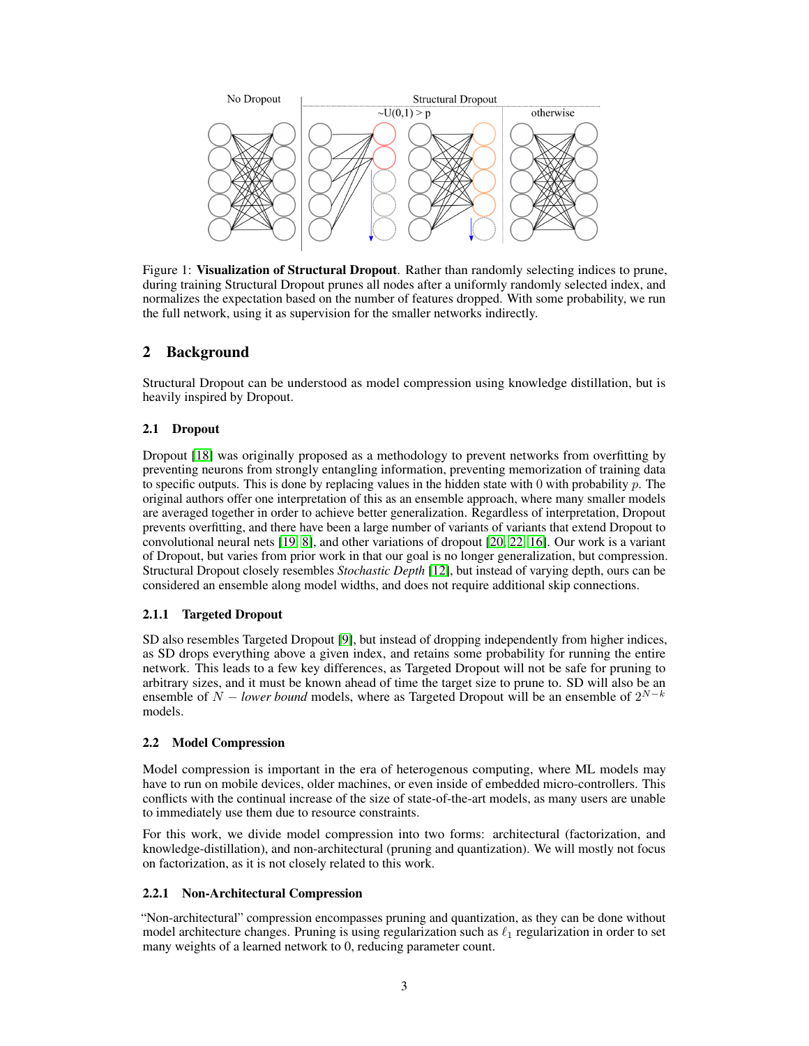Figure 1: **Visualization of Structural Dropout**. Rather than randomly selecting indices to prune, during training Structural Dropout prunes all nodes after a uniformly randomly selected index, and normalizes the expectation based on the number of features dropped. With some probability, we run the full network, using it as supervision for the smaller networks indirectly.

## 2 Background

Structural Dropout can be understood as model compression using knowledge distillation, but is heavily inspired by Dropout.

### 2.1 Dropout

Dropout [18] was originally proposed as a methodology to prevent networks from overfitting by preventing neurons from strongly entangling information, preventing memorization of training data to specific outputs. This is done by replacing values in the hidden state with 0 with probability $p$. The original authors offer one interpretation of this as an ensemble approach, where many smaller models are averaged together in order to achieve better generalization. Regardless of interpretation, Dropout prevents overfitting, and there have been a large number of variants of variants that extend Dropout to convolutional neural nets [19, 8], and other variations of dropout [20, 22, 16]. Our work is a variant of Dropout, but varies from prior work in that our goal is no longer generalization, but compression. Structural Dropout closely resembles *Stochastic Depth* [12], but instead of varying depth, ours can be considered an ensemble along model widths, and does not require additional skip connections.

#### 2.1.1 Targeted Dropout

SD also resembles Targeted Dropout [9], but instead of dropping independently from higher indices, as SD drops everything above a given index, and retains some probability for running the entire network. This leads to a few key differences, as Targeted Dropout will not be safe for pruning to arbitrary sizes, and it must be known ahead of time the target size to prune to. SD will also be an ensemble of $N$ − *lower bound* models, where as Targeted Dropout will be an ensemble of $2^{N-k}$ models.

### 2.2 Model Compression

Model compression is important in the era of heterogenous computing, where ML models may have to run on mobile devices, older machines, or even inside of embedded micro-controllers. This conflicts with the continual increase of the size of state-of-the-art models, as many users are unable to immediately use them due to resource constraints.

For this work, we divide model compression into two forms: architectural (factorization, and knowledge-distillation), and non-architectural (pruning and quantization). We will mostly not focus on factorization, as it is not closely related to this work.

#### 2.2.1 Non-Architectural Compression

"Non-architectural" compression encompasses pruning and quantization, as they can be done without model architecture changes. Pruning is using regularization such as $\ell_1$ regularization in order to set many weights of a learned network to 0, reducing parameter count.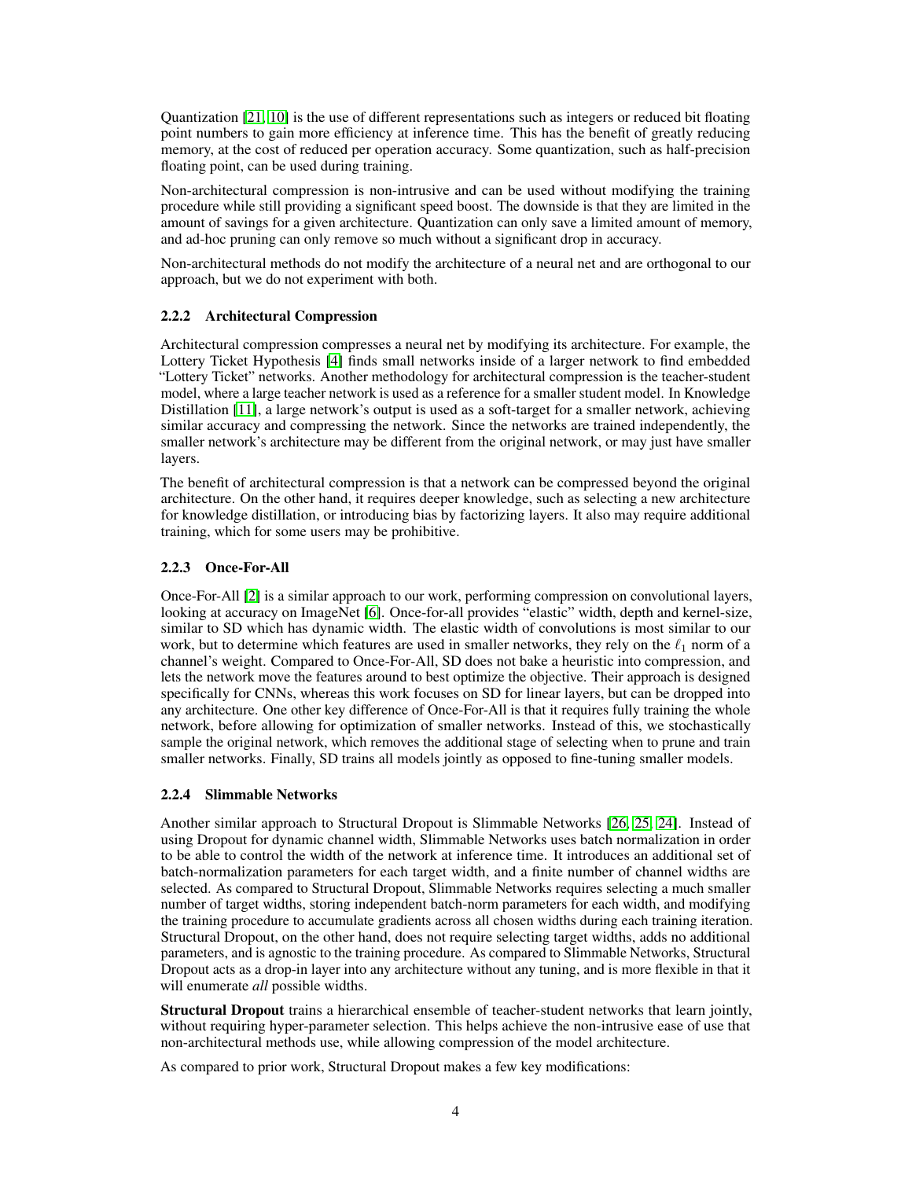Quantization [21, 10] is the use of different representations such as integers or reduced bit floating point numbers to gain more efficiency at inference time. This has the benefit of greatly reducing memory, at the cost of reduced per operation accuracy. Some quantization, such as half-precision floating point, can be used during training.

Non-architectural compression is non-intrusive and can be used without modifying the training procedure while still providing a significant speed boost. The downside is that they are limited in the amount of savings for a given architecture. Quantization can only save a limited amount of memory, and ad-hoc pruning can only remove so much without a significant drop in accuracy.

Non-architectural methods do not modify the architecture of a neural net and are orthogonal to our approach, but we do not experiment with both.

#### 2.2.2 Architectural Compression

Architectural compression compresses a neural net by modifying its architecture. For example, the Lottery Ticket Hypothesis [4] finds small networks inside of a larger network to find embedded "Lottery Ticket" networks. Another methodology for architectural compression is the teacher-student model, where a large teacher network is used as a reference for a smaller student model. In Knowledge Distillation [11], a large network's output is used as a soft-target for a smaller network, achieving similar accuracy and compressing the network. Since the networks are trained independently, the smaller network's architecture may be different from the original network, or may just have smaller layers.

The benefit of architectural compression is that a network can be compressed beyond the original architecture. On the other hand, it requires deeper knowledge, such as selecting a new architecture for knowledge distillation, or introducing bias by factorizing layers. It also may require additional training, which for some users may be prohibitive.

#### 2.2.3 Once-For-All

Once-For-All [2] is a similar approach to our work, performing compression on convolutional layers, looking at accuracy on ImageNet [6]. Once-for-all provides "elastic" width, depth and kernel-size, similar to SD which has dynamic width. The elastic width of convolutions is most similar to our work, but to determine which features are used in smaller networks, they rely on the $\ell_1$ norm of a channel's weight. Compared to Once-For-All, SD does not bake a heuristic into compression, and lets the network move the features around to best optimize the objective. Their approach is designed specifically for CNNs, whereas this work focuses on SD for linear layers, but can be dropped into any architecture. One other key difference of Once-For-All is that it requires fully training the whole network, before allowing for optimization of smaller networks. Instead of this, we stochastically sample the original network, which removes the additional stage of selecting when to prune and train smaller networks. Finally, SD trains all models jointly as opposed to fine-tuning smaller models.

#### 2.2.4 Slimmable Networks

Another similar approach to Structural Dropout is Slimmable Networks [26, 25, 24]. Instead of using Dropout for dynamic channel width, Slimmable Networks uses batch normalization in order to be able to control the width of the network at inference time. It introduces an additional set of batch-normalization parameters for each target width, and a finite number of channel widths are selected. As compared to Structural Dropout, Slimmable Networks requires selecting a much smaller number of target widths, storing independent batch-norm parameters for each width, and modifying the training procedure to accumulate gradients across all chosen widths during each training iteration. Structural Dropout, on the other hand, does not require selecting target widths, adds no additional parameters, and is agnostic to the training procedure. As compared to Slimmable Networks, Structural Dropout acts as a drop-in layer into any architecture without any tuning, and is more flexible in that it will enumerate *all* possible widths.

**Structural Dropout** trains a hierarchical ensemble of teacher-student networks that learn jointly, without requiring hyper-parameter selection. This helps achieve the non-intrusive ease of use that non-architectural methods use, while allowing compression of the model architecture.

As compared to prior work, Structural Dropout makes a few key modifications: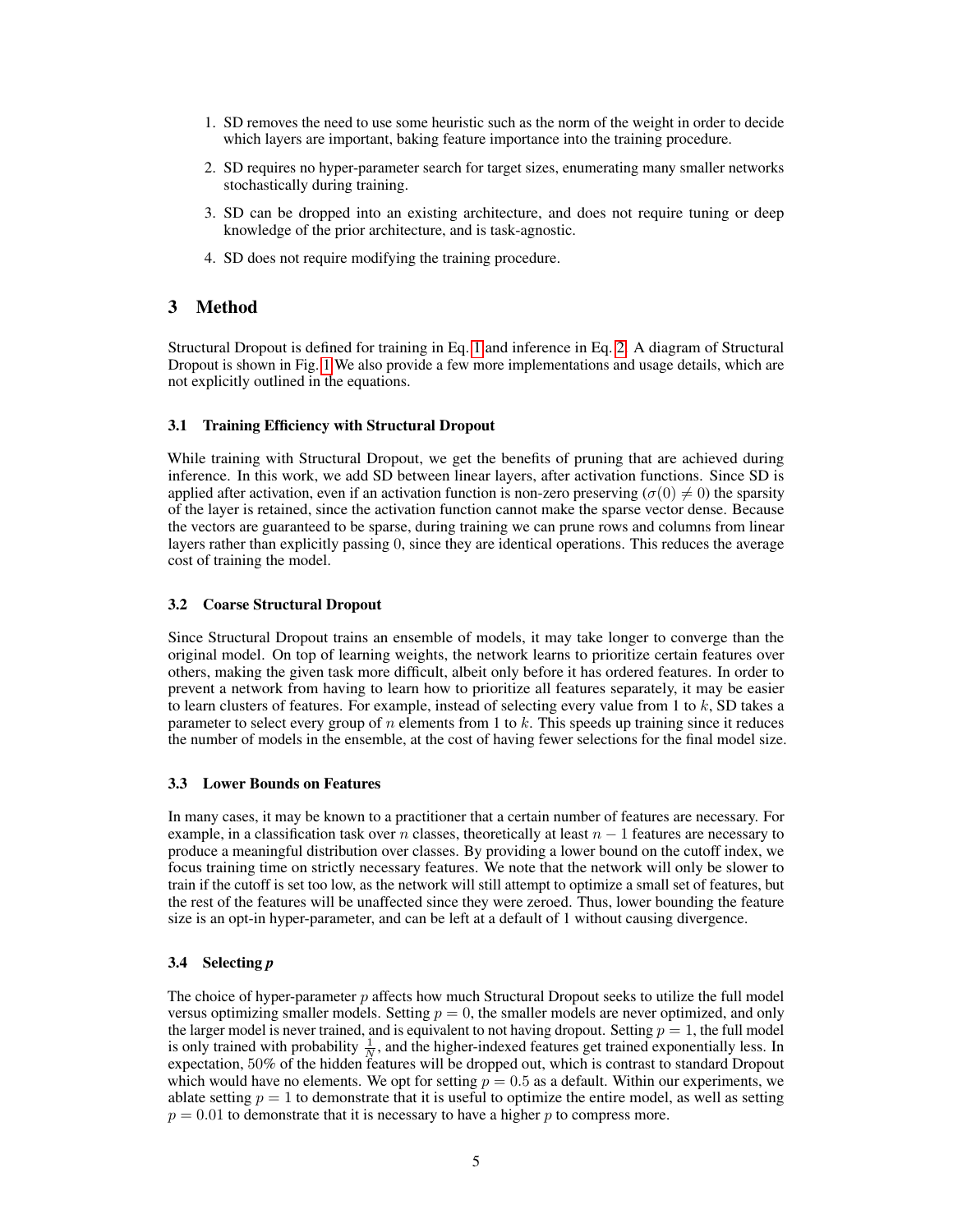1. SD removes the need to use some heuristic such as the norm of the weight in order to decide which layers are important, baking feature importance into the training procedure.
2. SD requires no hyper-parameter search for target sizes, enumerating many smaller networks stochastically during training.
3. SD can be dropped into an existing architecture, and does not require tuning or deep knowledge of the prior architecture, and is task-agnostic.
4. SD does not require modifying the training procedure.

## 3 Method

Structural Dropout is defined for training in Eq. 1 and inference in Eq. 2. A diagram of Structural Dropout is shown in Fig. 1 We also provide a few more implementations and usage details, which are not explicitly outlined in the equations.

### 3.1 Training Efficiency with Structural Dropout

While training with Structural Dropout, we get the benefits of pruning that are achieved during inference. In this work, we add SD between linear layers, after activation functions. Since SD is applied after activation, even if an activation function is non-zero preserving ($\sigma(0) \neq 0$) the sparsity of the layer is retained, since the activation function cannot make the sparse vector dense. Because the vectors are guaranteed to be sparse, during training we can prune rows and columns from linear layers rather than explicitly passing 0, since they are identical operations. This reduces the average cost of training the model.

### 3.2 Coarse Structural Dropout

Since Structural Dropout trains an ensemble of models, it may take longer to converge than the original model. On top of learning weights, the network learns to prioritize certain features over others, making the given task more difficult, albeit only before it has ordered features. In order to prevent a network from having to learn how to prioritize all features separately, it may be easier to learn clusters of features. For example, instead of selecting every value from 1 to $k$, SD takes a parameter to select every group of $n$ elements from 1 to $k$. This speeds up training since it reduces the number of models in the ensemble, at the cost of having fewer selections for the final model size.

### 3.3 Lower Bounds on Features

In many cases, it may be known to a practitioner that a certain number of features are necessary. For example, in a classification task over $n$ classes, theoretically at least $n-1$ features are necessary to produce a meaningful distribution over classes. By providing a lower bound on the cutoff index, we focus training time on strictly necessary features. We note that the network will only be slower to train if the cutoff is set too low, as the network will still attempt to optimize a small set of features, but the rest of the features will be unaffected since they were zeroed. Thus, lower bounding the feature size is an opt-in hyper-parameter, and can be left at a default of 1 without causing divergence.

### 3.4 Selecting *p*

The choice of hyper-parameter $p$ affects how much Structural Dropout seeks to utilize the full model versus optimizing smaller models. Setting $p = 0$, the smaller models are never optimized, and only the larger model is never trained, and is equivalent to not having dropout. Setting $p = 1$, the full model is only trained with probability $\frac{1}{N}$, and the higher-indexed features get trained exponentially less. In expectation, 50% of the hidden features will be dropped out, which is contrast to standard Dropout which would have no elements. We opt for setting $p = 0.5$ as a default. Within our experiments, we ablate setting $p = 1$ to demonstrate that it is useful to optimize the entire model, as well as setting $p = 0.01$ to demonstrate that it is necessary to have a higher $p$ to compress more.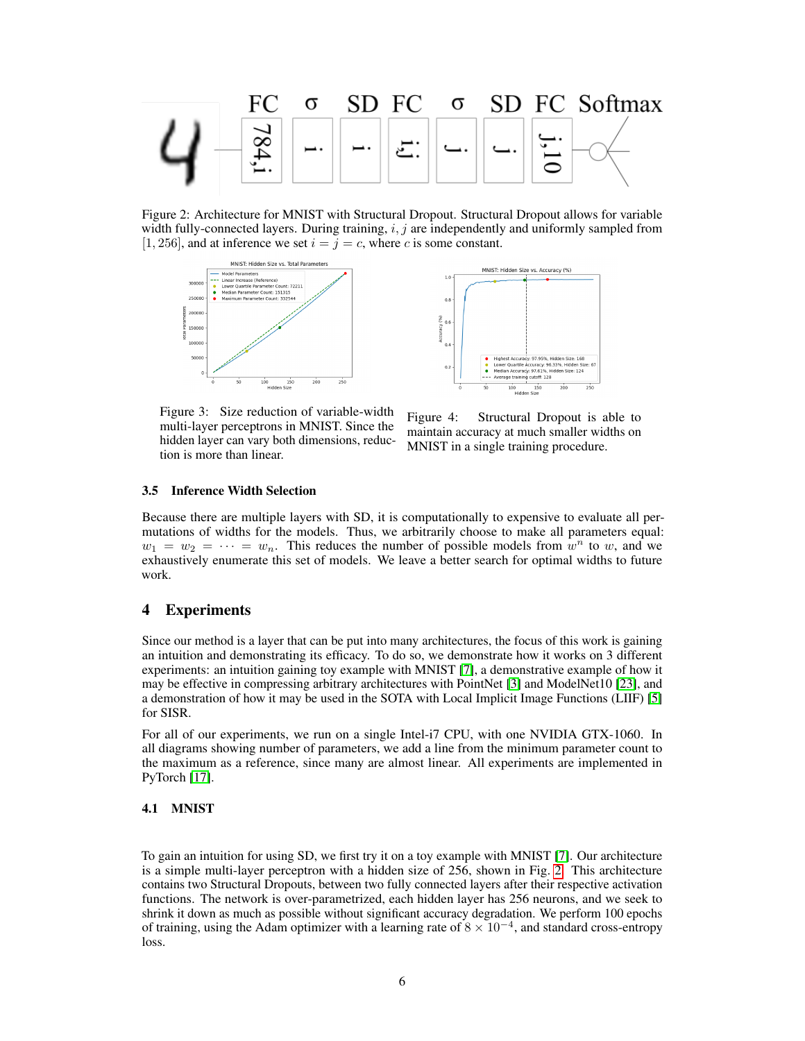Figure 2: Architecture for MNIST with Structural Dropout. Structural Dropout allows for variable width fully-connected layers. During training, $i, j$ are independently and uniformly sampled from $[1, 256]$, and at inference we set $i = j = c$, where $c$ is some constant.

Figure 3: Size reduction of variable-width multi-layer perceptrons in MNIST. Since the hidden layer can vary both dimensions, reduction is more than linear.

Figure 4: Structural Dropout is able to maintain accuracy at much smaller widths on MNIST in a single training procedure.

### 3.5 Inference Width Selection

Because there are multiple layers with SD, it is computationally to expensive to evaluate all permutations of widths for the models. Thus, we arbitrarily choose to make all parameters equal: $w_1 = w_2 = \cdots = w_n$. This reduces the number of possible models from $w^n$ to $w$, and we exhaustively enumerate this set of models. We leave a better search for optimal widths to future work.

## 4 Experiments

Since our method is a layer that can be put into many architectures, the focus of this work is gaining an intuition and demonstrating its efficacy. To do so, we demonstrate how it works on 3 different experiments: an intuition gaining toy example with MNIST [7], a demonstrative example of how it may be effective in compressing arbitrary architectures with PointNet [3] and ModelNet10 [23], and a demonstration of how it may be used in the SOTA with Local Implicit Image Functions (LIIF) [5] for SISR.

For all of our experiments, we run on a single Intel-i7 CPU, with one NVIDIA GTX-1060. In all diagrams showing number of parameters, we add a line from the minimum parameter count to the maximum as a reference, since many are almost linear. All experiments are implemented in PyTorch [17].

### 4.1 MNIST

To gain an intuition for using SD, we first try it on a toy example with MNIST [7]. Our architecture is a simple multi-layer perceptron with a hidden size of 256, shown in Fig. 2. This architecture contains two Structural Dropouts, between two fully connected layers after their respective activation functions. The network is over-parametrized, each hidden layer has 256 neurons, and we seek to shrink it down as much as possible without significant accuracy degradation. We perform 100 epochs of training, using the Adam optimizer with a learning rate of $8 \times 10^{-4}$, and standard cross-entropy loss.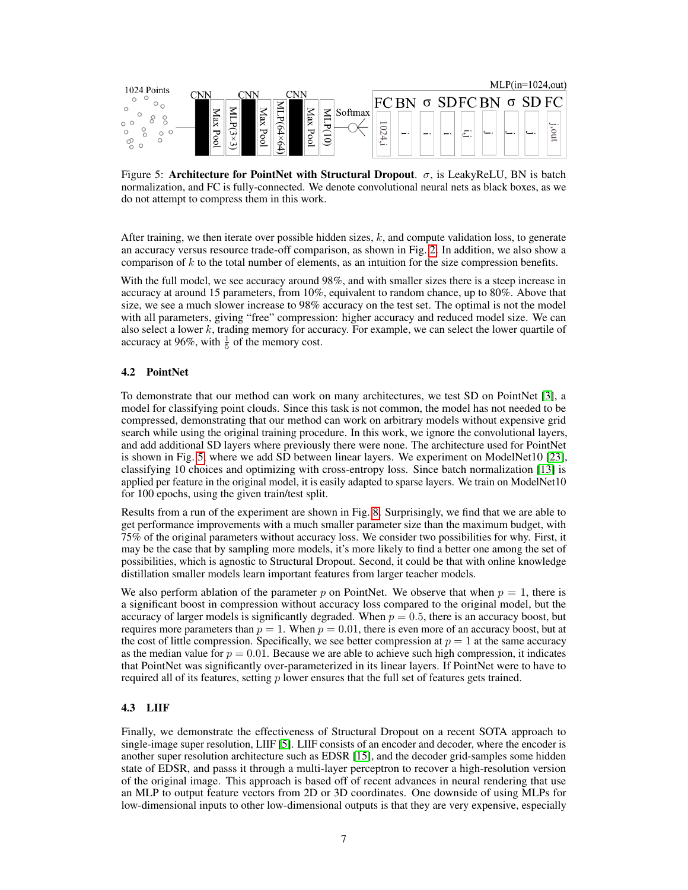Figure 5: **Architecture for PointNet with Structural Dropout**. $\sigma$, is LeakyReLU, BN is batch normalization, and FC is fully-connected. We denote convolutional neural nets as black boxes, as we do not attempt to compress them in this work.

After training, we then iterate over possible hidden sizes, $k$, and compute validation loss, to generate an accuracy versus resource trade-off comparison, as shown in Fig. 2. In addition, we also show a comparison of $k$ to the total number of elements, as an intuition for the size compression benefits.

With the full model, we see accuracy around 98%, and with smaller sizes there is a steep increase in accuracy at around 15 parameters, from 10%, equivalent to random chance, up to 80%. Above that size, we see a much slower increase to 98% accuracy on the test set. The optimal is not the model with all parameters, giving "free" compression: higher accuracy and reduced model size. We can also select a lower $k$, trading memory for accuracy. For example, we can select the lower quartile of accuracy at 96%, with $\frac{1}{5}$ of the memory cost.

### 4.2 PointNet

To demonstrate that our method can work on many architectures, we test SD on PointNet [3], a model for classifying point clouds. Since this task is not common, the model has not needed to be compressed, demonstrating that our method can work on arbitrary models without expensive grid search while using the original training procedure. In this work, we ignore the convolutional layers, and add additional SD layers where previously there were none. The architecture used for PointNet is shown in Fig. 5, where we add SD between linear layers. We experiment on ModelNet10 [23], classifying 10 choices and optimizing with cross-entropy loss. Since batch normalization [13] is applied per feature in the original model, it is easily adapted to sparse layers. We train on ModelNet10 for 100 epochs, using the given train/test split.

Results from a run of the experiment are shown in Fig. 8. Surprisingly, we find that we are able to get performance improvements with a much smaller parameter size than the maximum budget, with 75% of the original parameters without accuracy loss. We consider two possibilities for why. First, it may be the case that by sampling more models, it's more likely to find a better one among the set of possibilities, which is agnostic to Structural Dropout. Second, it could be that with online knowledge distillation smaller models learn important features from larger teacher models.

We also perform ablation of the parameter $p$ on PointNet. We observe that when $p = 1$, there is a significant boost in compression without accuracy loss compared to the original model, but the accuracy of larger models is significantly degraded. When $p = 0.5$, there is an accuracy boost, but requires more parameters than $p = 1$. When $p = 0.01$, there is even more of an accuracy boost, but at the cost of little compression. Specifically, we see better compression at $p = 1$ at the same accuracy as the median value for $p = 0.01$. Because we are able to achieve such high compression, it indicates that PointNet was significantly over-parameterized in its linear layers. If PointNet were to have to required all of its features, setting $p$ lower ensures that the full set of features gets trained.

### 4.3 LIIF

Finally, we demonstrate the effectiveness of Structural Dropout on a recent SOTA approach to single-image super resolution, LIIF [5]. LIIF consists of an encoder and decoder, where the encoder is another super resolution architecture such as EDSR [15], and the decoder grid-samples some hidden state of EDSR, and passs it through a multi-layer perceptron to recover a high-resolution version of the original image. This approach is based off of recent advances in neural rendering that use an MLP to output feature vectors from 2D or 3D coordinates. One downside of using MLPs for low-dimensional inputs to other low-dimensional outputs is that they are very expensive, especially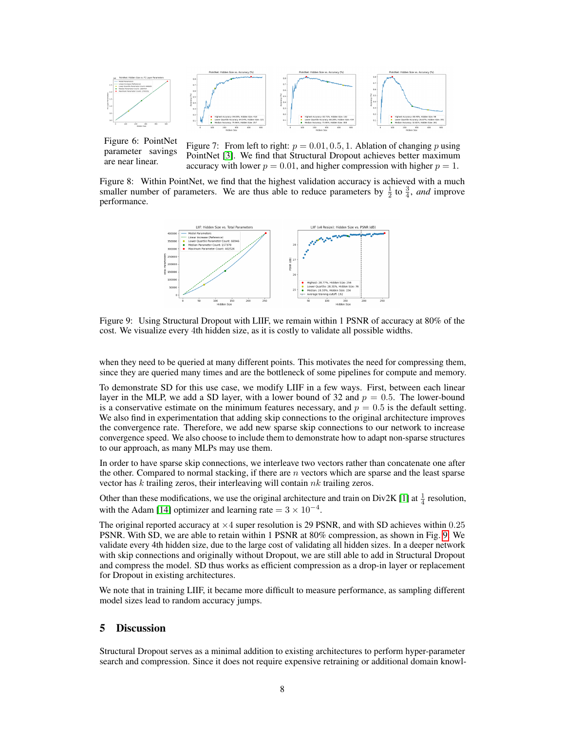Figure 6: PointNet parameter savings are near linear.

Figure 7: From left to right: $p = 0.01, 0.5, 1$. Ablation of changing $p$ using PointNet [3]. We find that Structural Dropout achieves better maximum accuracy with lower $p = 0.01$, and higher compression with higher $p = 1$.

Figure 8: Within PointNet, we find that the highest validation accuracy is achieved with a much smaller number of parameters. We are thus able to reduce parameters by $\frac{1}{2}$ to $\frac{3}{4}$, *and* improve performance.

Figure 9: Using Structural Dropout with LIIF, we remain within 1 PSNR of accuracy at 80% of the cost. We visualize every 4th hidden size, as it is costly to validate all possible widths.

when they need to be queried at many different points. This motivates the need for compressing them, since they are queried many times and are the bottleneck of some pipelines for compute and memory.

To demonstrate SD for this use case, we modify LIIF in a few ways. First, between each linear layer in the MLP, we add a SD layer, with a lower bound of 32 and $p = 0.5$. The lower-bound is a conservative estimate on the minimum features necessary, and $p = 0.5$ is the default setting. We also find in experimentation that adding skip connections to the original architecture improves the convergence rate. Therefore, we add new sparse skip connections to our network to increase convergence speed. We also choose to include them to demonstrate how to adapt non-sparse structures to our approach, as many MLPs may use them.

In order to have sparse skip connections, we interleave two vectors rather than concatenate one after the other. Compared to normal stacking, if there are $n$ vectors which are sparse and the least sparse vector has $k$ trailing zeros, their interleaving will contain $nk$ trailing zeros.

Other than these modifications, we use the original architecture and train on Div2K [1] at $\frac{1}{4}$ resolution, with the Adam [14] optimizer and learning rate $= 3 \times 10^{-4}$.

The original reported accuracy at $\times 4$ super resolution is 29 PSNR, and with SD achieves within 0.25 PSNR. With SD, we are able to retain within 1 PSNR at 80% compression, as shown in Fig. 9. We validate every 4th hidden size, due to the large cost of validating all hidden sizes. In a deeper network with skip connections and originally without Dropout, we are still able to add in Structural Dropout and compress the model. SD thus works as efficient compression as a drop-in layer or replacement for Dropout in existing architectures.

We note that in training LIIF, it became more difficult to measure performance, as sampling different model sizes lead to random accuracy jumps.

## 5 Discussion

Structural Dropout serves as a minimal addition to existing architectures to perform hyper-parameter search and compression. Since it does not require expensive retraining or additional domain knowl-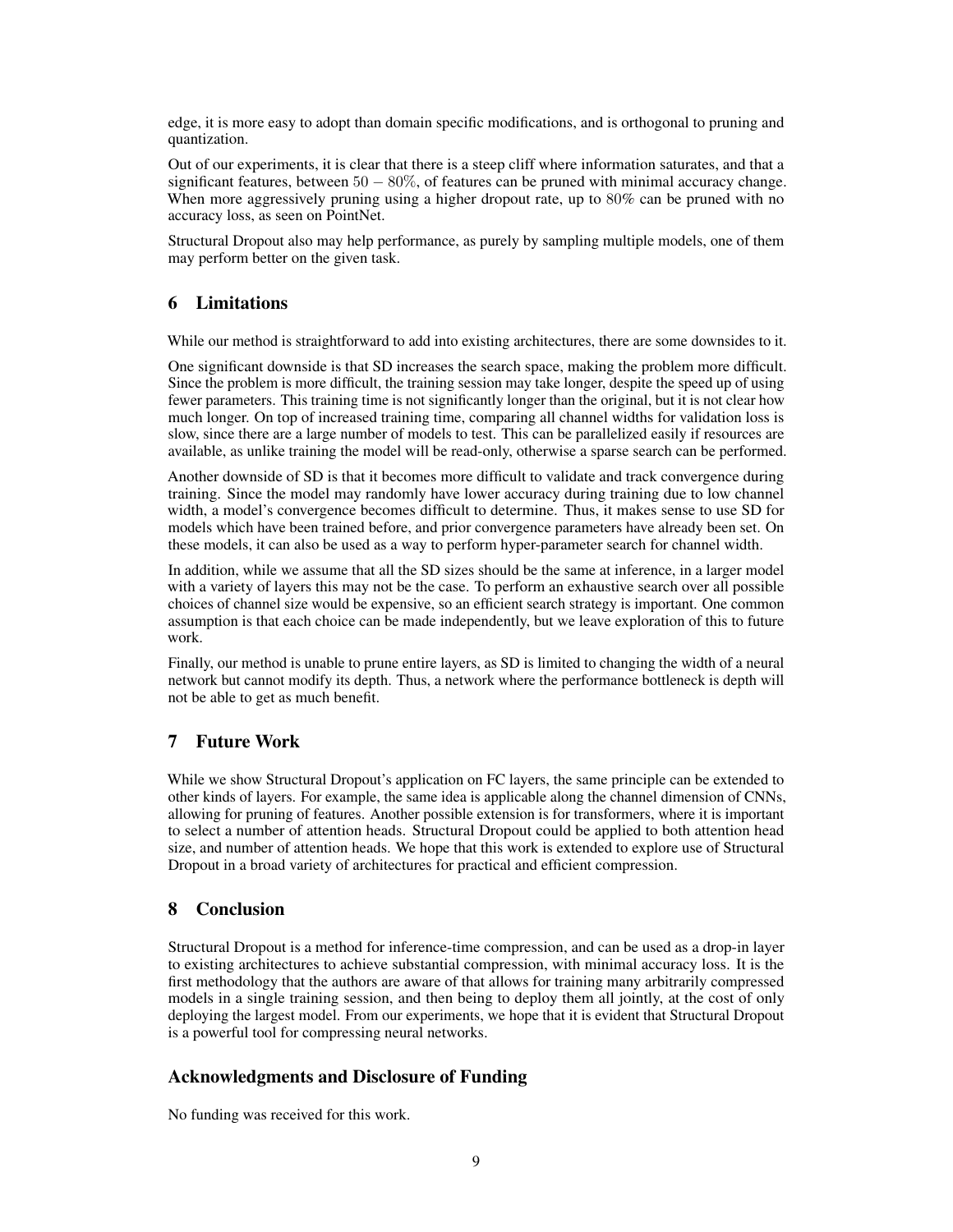edge, it is more easy to adopt than domain specific modifications, and is orthogonal to pruning and quantization.

Out of our experiments, it is clear that there is a steep cliff where information saturates, and that a significant features, between $50 - 80\%$, of features can be pruned with minimal accuracy change. When more aggressively pruning using a higher dropout rate, up to $80\%$ can be pruned with no accuracy loss, as seen on PointNet.

Structural Dropout also may help performance, as purely by sampling multiple models, one of them may perform better on the given task.

## 6 Limitations

While our method is straightforward to add into existing architectures, there are some downsides to it.

One significant downside is that SD increases the search space, making the problem more difficult. Since the problem is more difficult, the training session may take longer, despite the speed up of using fewer parameters. This training time is not significantly longer than the original, but it is not clear how much longer. On top of increased training time, comparing all channel widths for validation loss is slow, since there are a large number of models to test. This can be parallelized easily if resources are available, as unlike training the model will be read-only, otherwise a sparse search can be performed.

Another downside of SD is that it becomes more difficult to validate and track convergence during training. Since the model may randomly have lower accuracy during training due to low channel width, a model's convergence becomes difficult to determine. Thus, it makes sense to use SD for models which have been trained before, and prior convergence parameters have already been set. On these models, it can also be used as a way to perform hyper-parameter search for channel width.

In addition, while we assume that all the SD sizes should be the same at inference, in a larger model with a variety of layers this may not be the case. To perform an exhaustive search over all possible choices of channel size would be expensive, so an efficient search strategy is important. One common assumption is that each choice can be made independently, but we leave exploration of this to future work.

Finally, our method is unable to prune entire layers, as SD is limited to changing the width of a neural network but cannot modify its depth. Thus, a network where the performance bottleneck is depth will not be able to get as much benefit.

## 7 Future Work

While we show Structural Dropout's application on FC layers, the same principle can be extended to other kinds of layers. For example, the same idea is applicable along the channel dimension of CNNs, allowing for pruning of features. Another possible extension is for transformers, where it is important to select a number of attention heads. Structural Dropout could be applied to both attention head size, and number of attention heads. We hope that this work is extended to explore use of Structural Dropout in a broad variety of architectures for practical and efficient compression.

## 8 Conclusion

Structural Dropout is a method for inference-time compression, and can be used as a drop-in layer to existing architectures to achieve substantial compression, with minimal accuracy loss. It is the first methodology that the authors are aware of that allows for training many arbitrarily compressed models in a single training session, and then being to deploy them all jointly, at the cost of only deploying the largest model. From our experiments, we hope that it is evident that Structural Dropout is a powerful tool for compressing neural networks.

## Acknowledgments and Disclosure of Funding

No funding was received for this work.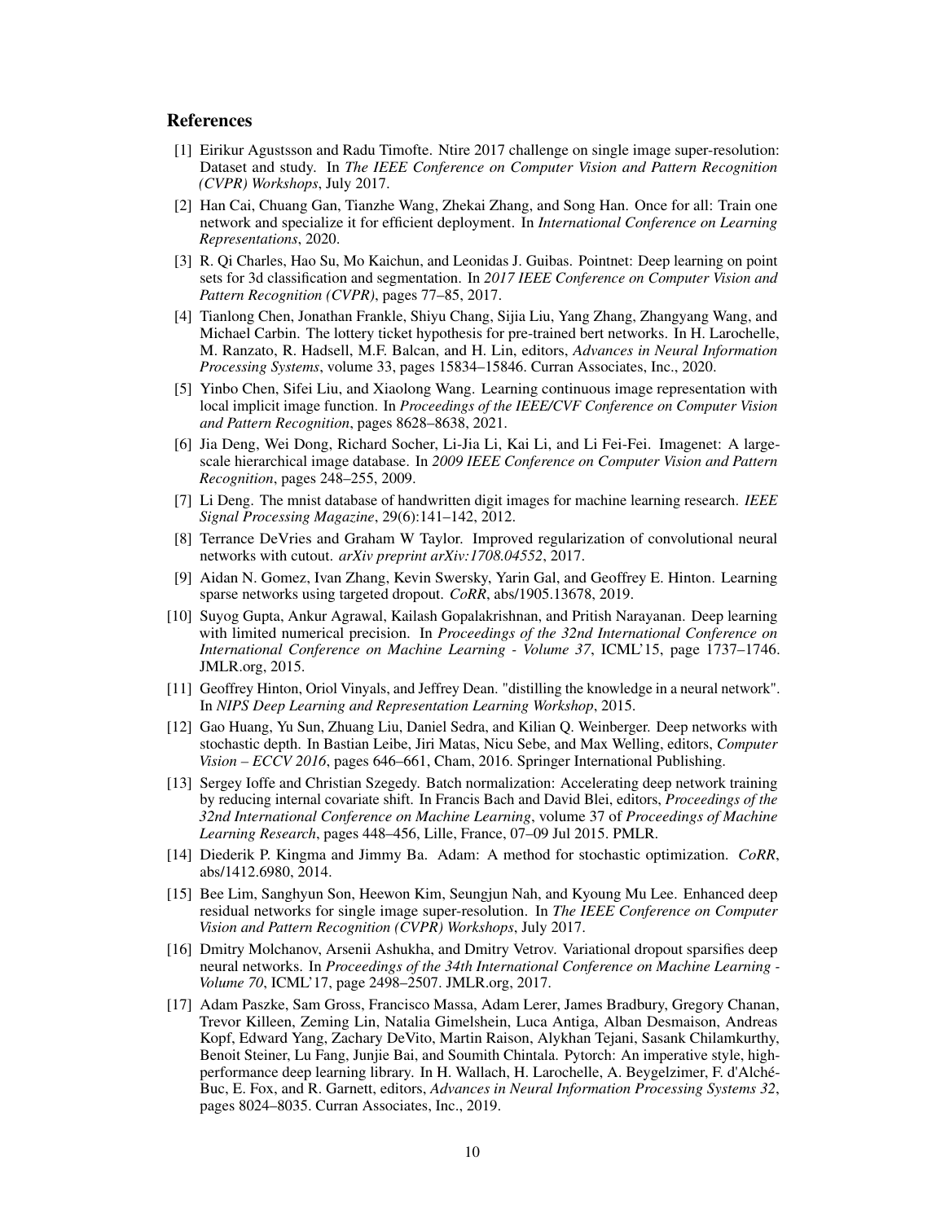## References

[1] Eirikur Agustsson and Radu Timofte. Ntire 2017 challenge on single image super-resolution: Dataset and study. In *The IEEE Conference on Computer Vision and Pattern Recognition (CVPR) Workshops*, July 2017.

[2] Han Cai, Chuang Gan, Tianzhe Wang, Zhekai Zhang, and Song Han. Once for all: Train one network and specialize it for efficient deployment. In *International Conference on Learning Representations*, 2020.

[3] R. Qi Charles, Hao Su, Mo Kaichun, and Leonidas J. Guibas. Pointnet: Deep learning on point sets for 3d classification and segmentation. In *2017 IEEE Conference on Computer Vision and Pattern Recognition (CVPR)*, pages 77–85, 2017.

[4] Tianlong Chen, Jonathan Frankle, Shiyu Chang, Sijia Liu, Yang Zhang, Zhangyang Wang, and Michael Carbin. The lottery ticket hypothesis for pre-trained bert networks. In H. Larochelle, M. Ranzato, R. Hadsell, M.F. Balcan, and H. Lin, editors, *Advances in Neural Information Processing Systems*, volume 33, pages 15834–15846. Curran Associates, Inc., 2020.

[5] Yinbo Chen, Sifei Liu, and Xiaolong Wang. Learning continuous image representation with local implicit image function. In *Proceedings of the IEEE/CVF Conference on Computer Vision and Pattern Recognition*, pages 8628–8638, 2021.

[6] Jia Deng, Wei Dong, Richard Socher, Li-Jia Li, Kai Li, and Li Fei-Fei. Imagenet: A large-scale hierarchical image database. In *2009 IEEE Conference on Computer Vision and Pattern Recognition*, pages 248–255, 2009.

[7] Li Deng. The mnist database of handwritten digit images for machine learning research. *IEEE Signal Processing Magazine*, 29(6):141–142, 2012.

[8] Terrance DeVries and Graham W Taylor. Improved regularization of convolutional neural networks with cutout. *arXiv preprint arXiv:1708.04552*, 2017.

[9] Aidan N. Gomez, Ivan Zhang, Kevin Swersky, Yarin Gal, and Geoffrey E. Hinton. Learning sparse networks using targeted dropout. *CoRR*, abs/1905.13678, 2019.

[10] Suyog Gupta, Ankur Agrawal, Kailash Gopalakrishnan, and Pritish Narayanan. Deep learning with limited numerical precision. In *Proceedings of the 32nd International Conference on International Conference on Machine Learning - Volume 37*, ICML'15, page 1737–1746. JMLR.org, 2015.

[11] Geoffrey Hinton, Oriol Vinyals, and Jeffrey Dean. "distilling the knowledge in a neural network". In *NIPS Deep Learning and Representation Learning Workshop*, 2015.

[12] Gao Huang, Yu Sun, Zhuang Liu, Daniel Sedra, and Kilian Q. Weinberger. Deep networks with stochastic depth. In Bastian Leibe, Jiri Matas, Nicu Sebe, and Max Welling, editors, *Computer Vision – ECCV 2016*, pages 646–661, Cham, 2016. Springer International Publishing.

[13] Sergey Ioffe and Christian Szegedy. Batch normalization: Accelerating deep network training by reducing internal covariate shift. In Francis Bach and David Blei, editors, *Proceedings of the 32nd International Conference on Machine Learning*, volume 37 of *Proceedings of Machine Learning Research*, pages 448–456, Lille, France, 07–09 Jul 2015. PMLR.

[14] Diederik P. Kingma and Jimmy Ba. Adam: A method for stochastic optimization. *CoRR*, abs/1412.6980, 2014.

[15] Bee Lim, Sanghyun Son, Heewon Kim, Seungjun Nah, and Kyoung Mu Lee. Enhanced deep residual networks for single image super-resolution. In *The IEEE Conference on Computer Vision and Pattern Recognition (CVPR) Workshops*, July 2017.

[16] Dmitry Molchanov, Arsenii Ashukha, and Dmitry Vetrov. Variational dropout sparsifies deep neural networks. In *Proceedings of the 34th International Conference on Machine Learning - Volume 70*, ICML'17, page 2498–2507. JMLR.org, 2017.

[17] Adam Paszke, Sam Gross, Francisco Massa, Adam Lerer, James Bradbury, Gregory Chanan, Trevor Killeen, Zeming Lin, Natalia Gimelshein, Luca Antiga, Alban Desmaison, Andreas Kopf, Edward Yang, Zachary DeVito, Martin Raison, Alykhan Tejani, Sasank Chilamkurthy, Benoit Steiner, Lu Fang, Junjie Bai, and Soumith Chintala. Pytorch: An imperative style, high-performance deep learning library. In H. Wallach, H. Larochelle, A. Beygelzimer, F. d'Alché-Buc, E. Fox, and R. Garnett, editors, *Advances in Neural Information Processing Systems 32*, pages 8024–8035. Curran Associates, Inc., 2019.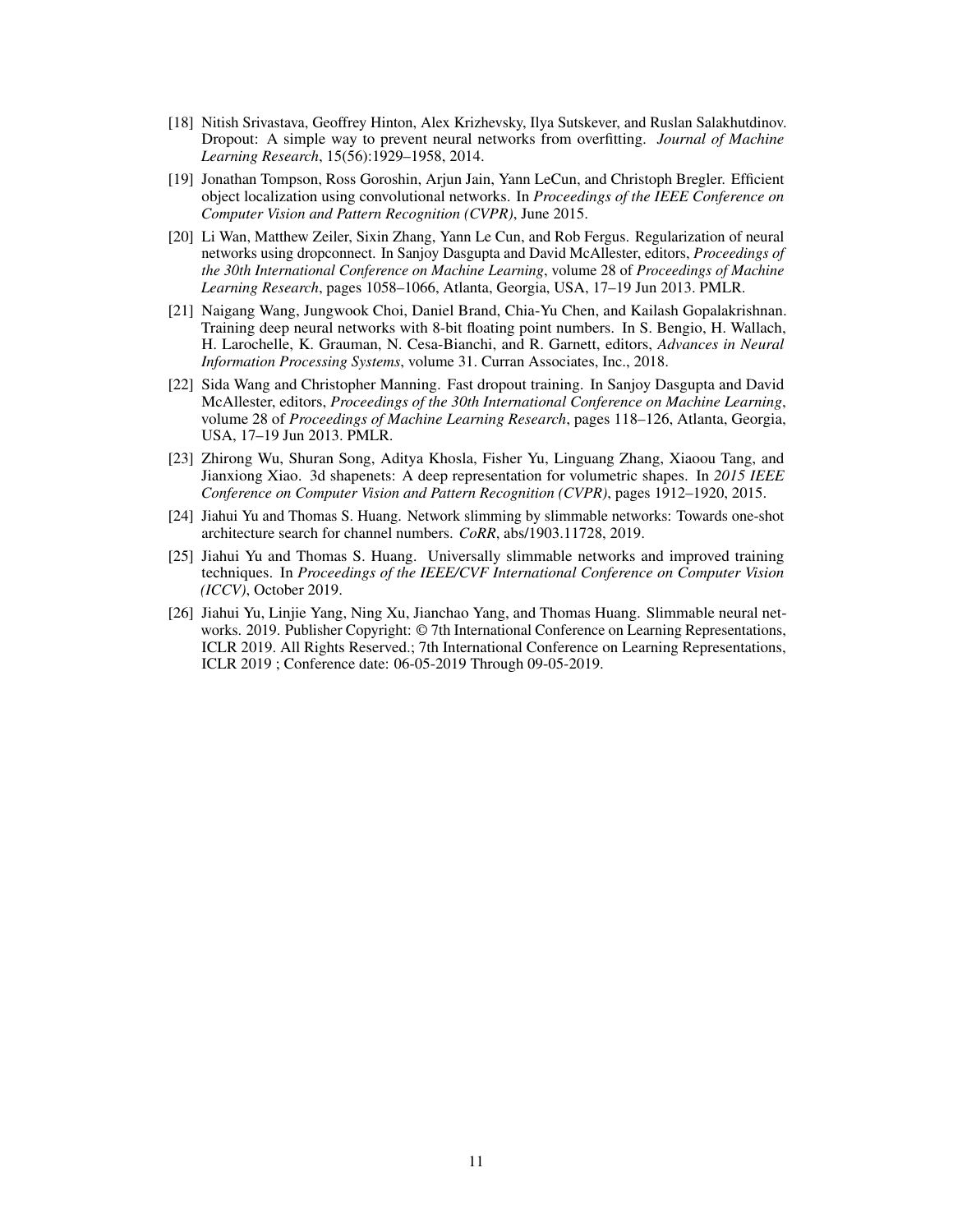[18] Nitish Srivastava, Geoffrey Hinton, Alex Krizhevsky, Ilya Sutskever, and Ruslan Salakhutdinov. Dropout: A simple way to prevent neural networks from overfitting. *Journal of Machine Learning Research*, 15(56):1929–1958, 2014.

[19] Jonathan Tompson, Ross Goroshin, Arjun Jain, Yann LeCun, and Christoph Bregler. Efficient object localization using convolutional networks. In *Proceedings of the IEEE Conference on Computer Vision and Pattern Recognition (CVPR)*, June 2015.

[20] Li Wan, Matthew Zeiler, Sixin Zhang, Yann Le Cun, and Rob Fergus. Regularization of neural networks using dropconnect. In Sanjoy Dasgupta and David McAllester, editors, *Proceedings of the 30th International Conference on Machine Learning*, volume 28 of *Proceedings of Machine Learning Research*, pages 1058–1066, Atlanta, Georgia, USA, 17–19 Jun 2013. PMLR.

[21] Naigang Wang, Jungwook Choi, Daniel Brand, Chia-Yu Chen, and Kailash Gopalakrishnan. Training deep neural networks with 8-bit floating point numbers. In S. Bengio, H. Wallach, H. Larochelle, K. Grauman, N. Cesa-Bianchi, and R. Garnett, editors, *Advances in Neural Information Processing Systems*, volume 31. Curran Associates, Inc., 2018.

[22] Sida Wang and Christopher Manning. Fast dropout training. In Sanjoy Dasgupta and David McAllester, editors, *Proceedings of the 30th International Conference on Machine Learning*, volume 28 of *Proceedings of Machine Learning Research*, pages 118–126, Atlanta, Georgia, USA, 17–19 Jun 2013. PMLR.

[23] Zhirong Wu, Shuran Song, Aditya Khosla, Fisher Yu, Linguang Zhang, Xiaoou Tang, and Jianxiong Xiao. 3d shapenets: A deep representation for volumetric shapes. In *2015 IEEE Conference on Computer Vision and Pattern Recognition (CVPR)*, pages 1912–1920, 2015.

[24] Jiahui Yu and Thomas S. Huang. Network slimming by slimmable networks: Towards one-shot architecture search for channel numbers. *CoRR*, abs/1903.11728, 2019.

[25] Jiahui Yu and Thomas S. Huang. Universally slimmable networks and improved training techniques. In *Proceedings of the IEEE/CVF International Conference on Computer Vision (ICCV)*, October 2019.

[26] Jiahui Yu, Linjie Yang, Ning Xu, Jianchao Yang, and Thomas Huang. Slimmable neural networks. 2019. Publisher Copyright: © 7th International Conference on Learning Representations, ICLR 2019. All Rights Reserved.; 7th International Conference on Learning Representations, ICLR 2019 ; Conference date: 06-05-2019 Through 09-05-2019.